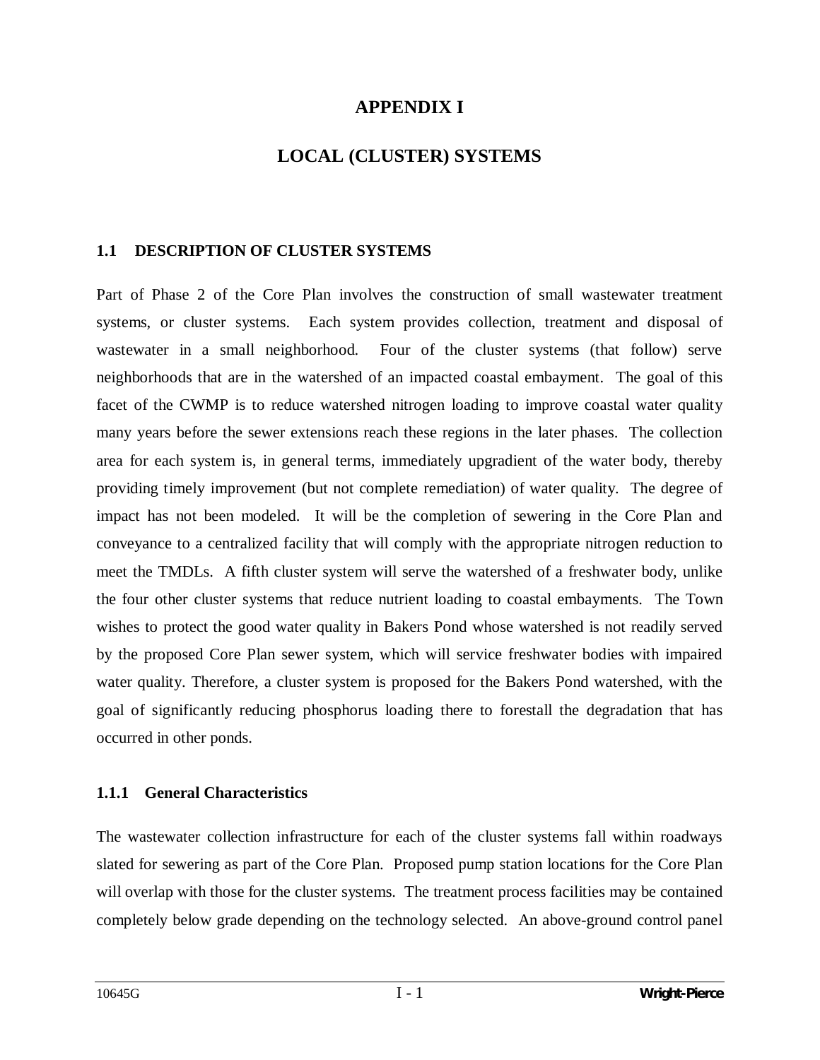# APPENDIX I

# LOCAL (CLUSTER) SYSTEMS

## 1.1 DESCRIPTION OF CLUSTER SYSTEMS

Part of Phase 2 of the Core Plan involves the construction of small wastewater treatment systems, or cluster systems. Each system provides collection, treatment and disposal of wastewater in a small neighborhood. Four of the cluster systems (that follow) serve neighborhoods that are in the watershed of an impacted coastal embayment. The goal of this facet of the CWMP is to reduce watershed nitrogen loading to improve coastal water quality many years before the sewer extensions reach these regions in the later phases. The collection area for each system is, in general terms, immediately upgradient of the water body, thereby providing timely improvement (but not complete remediation) of water quality. The degree of impact has not been modeled. It will be the completion of sewering in the Core Plan and conveyance to a centralized facility that will comply with the appropriate nitrogen reduction to meet the TMDLs. A fifth cluster system will serve the watershed of a freshwater body, unlike the four other cluster systems that reduce nutrient loading to coastal embayments. The Town wishes to protect the good water quality in Bakers Pond whose watershed is not readily served by the proposed Core Plan sewer system, which will service freshwater bodies with impaired water quality. Therefore, a cluster system is proposed for the Bakers Pond watershed, with the goal of significantly reducing phosphorus loading there to forestall the degradation that has occurred in other ponds.

### 1.1.1 General Characteristics

The wastewater collection infrastructure for each of the cluster systems fall within roadways slated for sewering as part of the Core Plan. Proposed pump station locations for the Core Plan will overlap with those for the cluster systems. The treatment process facilities may be contained completely below grade depending on the technology selected. An above-ground control panel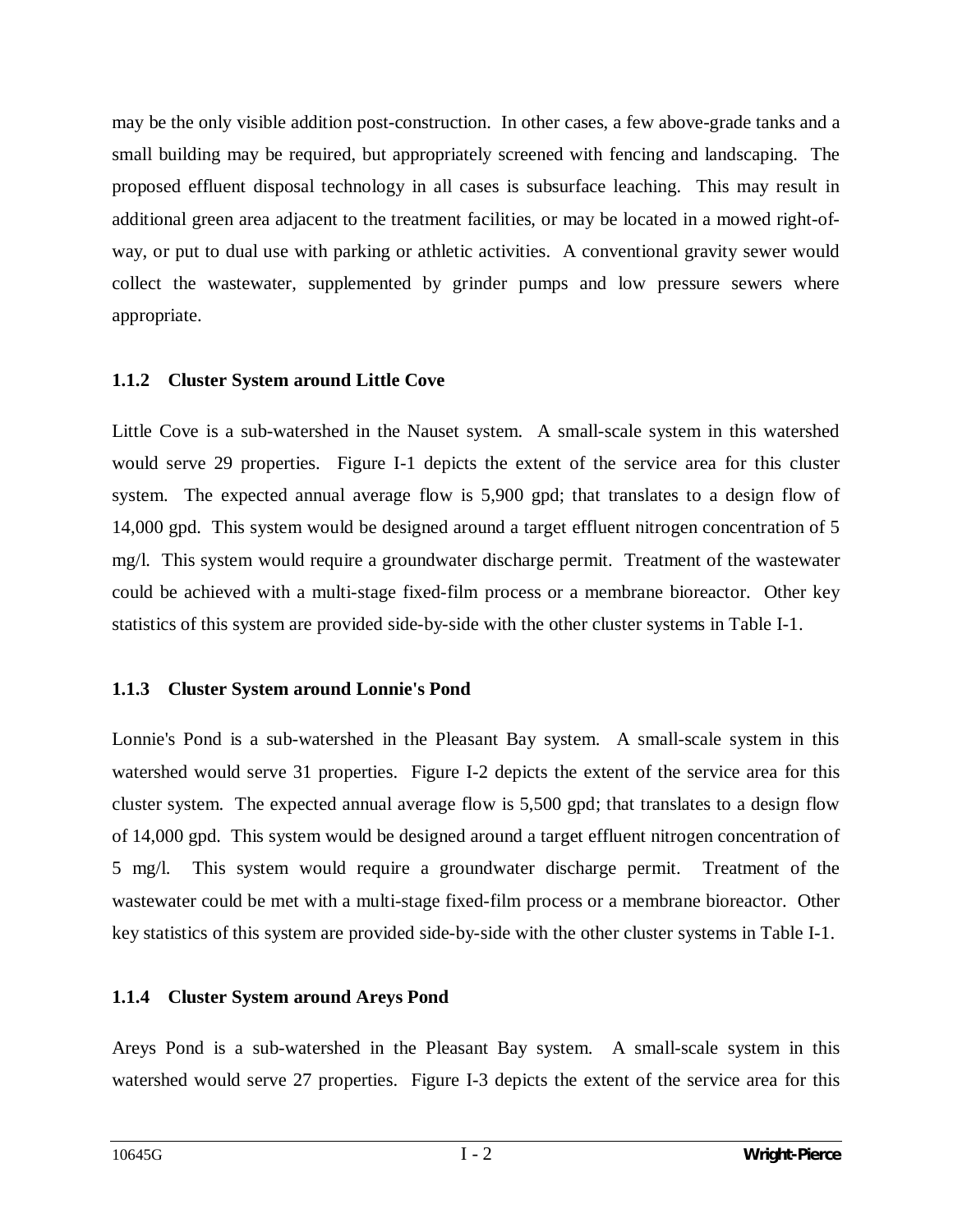may be the only visible addition post-construction. In other cases, a few above-grade tanks and a small building may be required, but appropriately screened with fencing and landscaping. The proposed effluent disposal technology in all cases is subsurface leaching. This may result in additional green area adjacent to the treatment facilities, or may be located in a mowed right-of-way, or put to dual use with parking or athletic activities. A conventional gravity sewer would collect the wastewater, supplemented by grinder pumps and low pressure sewers where appropriate.

### 1.1.2 Cluster System around Little Cove

Little Cove is a sub-watershed in the Nauset system. A small-scale system in this watershed would serve 29 properties. Figure I-1 depicts the extent of the service area for this cluster system. The expected annual average flow is 5,900 gpd; that translates to a design flow of 14,000 gpd. This system would be designed around a target effluent nitrogen concentration of 5 mg/l. This system would require a groundwater discharge permit. Treatment of the wastewater could be achieved with a multi-stage fixed-film process or a membrane bioreactor. Other key statistics of this system are provided side-by-side with the other cluster systems in Table I-1.

### 1.1.3 Cluster System around Lonnie's Pond

Lonnie's Pond is a sub-watershed in the Pleasant Bay system. A small-scale system in this watershed would serve 31 properties. Figure I-2 depicts the extent of the service area for this cluster system. The expected annual average flow is 5,500 gpd; that translates to a design flow of 14,000 gpd. This system would be designed around a target effluent nitrogen concentration of 5 mg/l. This system would require a groundwater discharge permit. Treatment of the wastewater could be met with a multi-stage fixed-film process or a membrane bioreactor. Other key statistics of this system are provided side-by-side with the other cluster systems in Table I-1.

### 1.1.4 Cluster System around Areys Pond

Areys Pond is a sub-watershed in the Pleasant Bay system. A small-scale system in this watershed would serve 27 properties. Figure I-3 depicts the extent of the service area for this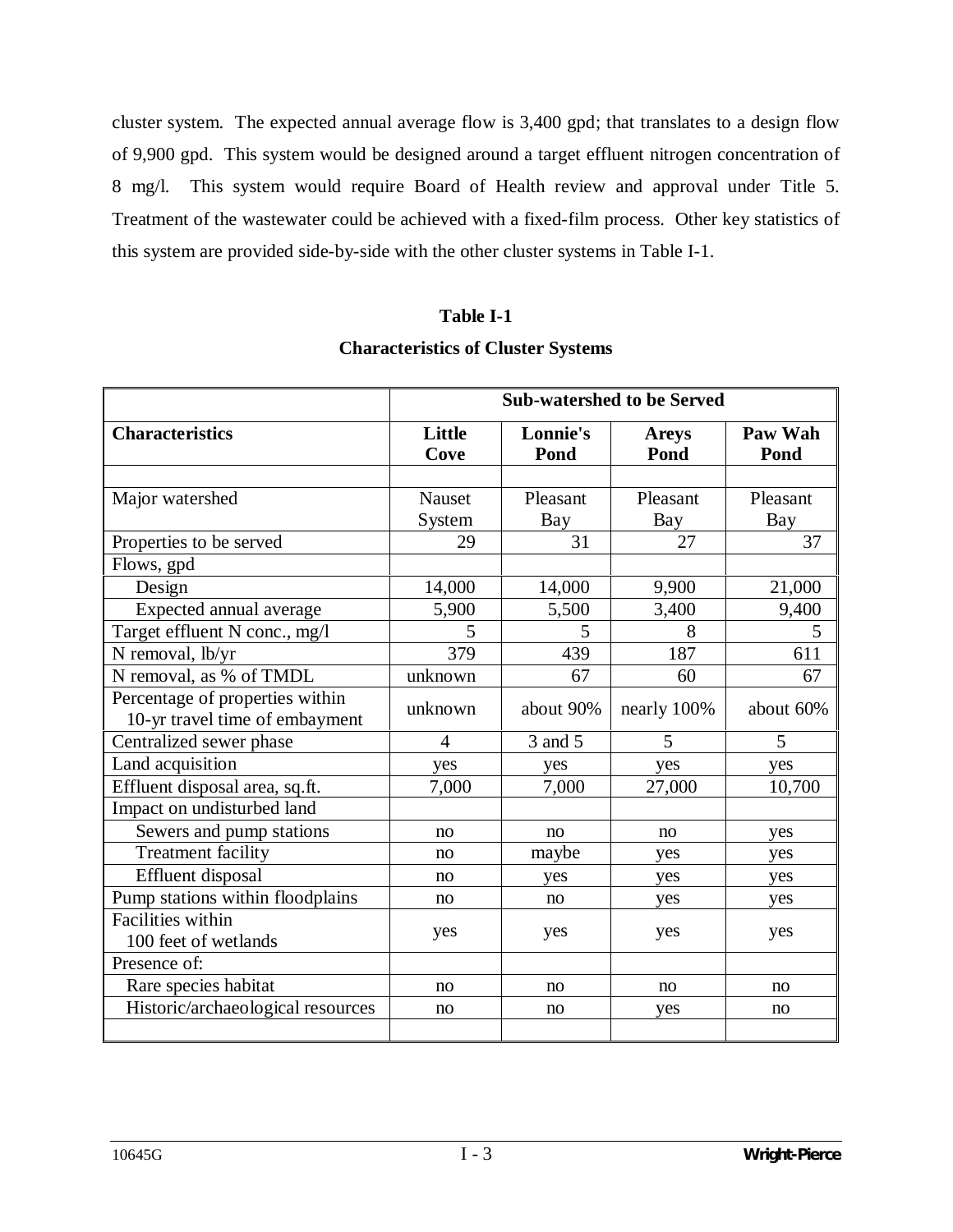cluster system. The expected annual average flow is 3,400 gpd; that translates to a design flow of 9,900 gpd. This system would be designed around a target effluent nitrogen concentration of 8 mg/l. This system would require Board of Health review and approval under Title 5. Treatment of the wastewater could be achieved with a fixed-film process. Other key statistics of this system are provided side-by-side with the other cluster systems in Table I-1.

**Table I-1**

**Characteristics of Cluster Systems**

| | **Sub-watershed to be Served** | | | |
|---|---|---|---|---|
| **Characteristics** | **Little Cove** | **Lonnie's Pond** | **Areys Pond** | **Paw Wah Pond** |
| | | | | |
| Major watershed | Nauset System | Pleasant Bay | Pleasant Bay | Pleasant Bay |
| Properties to be served | 29 | 31 | 27 | 37 |
| Flows, gpd | | | | |
| Design | 14,000 | 14,000 | 9,900 | 21,000 |
| Expected annual average | 5,900 | 5,500 | 3,400 | 9,400 |
| Target effluent N conc., mg/l | 5 | 5 | 8 | 5 |
| N removal, lb/yr | 379 | 439 | 187 | 611 |
| N removal, as % of TMDL | unknown | 67 | 60 | 67 |
| Percentage of properties within 10-yr travel time of embayment | unknown | about 90% | nearly 100% | about 60% |
| Centralized sewer phase | 4 | 3 and 5 | 5 | 5 |
| Land acquisition | yes | yes | yes | yes |
| Effluent disposal area, sq.ft. | 7,000 | 7,000 | 27,000 | 10,700 |
| Impact on undisturbed land | | | | |
| Sewers and pump stations | no | no | no | yes |
| Treatment facility | no | maybe | yes | yes |
| Effluent disposal | no | yes | yes | yes |
| Pump stations within floodplains | no | no | yes | yes |
| Facilities within 100 feet of wetlands | yes | yes | yes | yes |
| Presence of: | | | | |
| Rare species habitat | no | no | no | no |
| Historic/archaeological resources | no | no | yes | no |
| | | | | |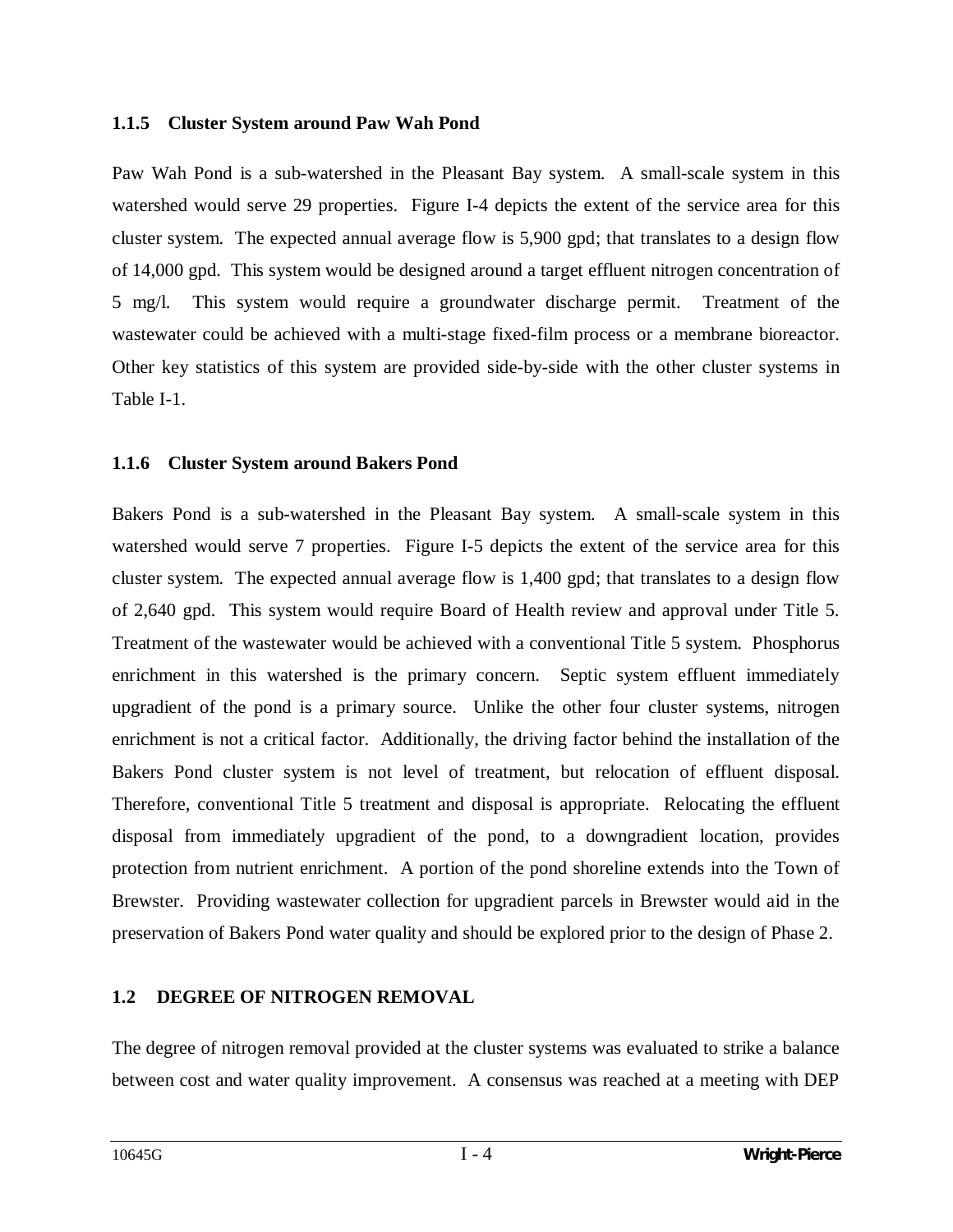### 1.1.5 Cluster System around Paw Wah Pond

Paw Wah Pond is a sub-watershed in the Pleasant Bay system. A small-scale system in this watershed would serve 29 properties. Figure I-4 depicts the extent of the service area for this cluster system. The expected annual average flow is 5,900 gpd; that translates to a design flow of 14,000 gpd. This system would be designed around a target effluent nitrogen concentration of 5 mg/l. This system would require a groundwater discharge permit. Treatment of the wastewater could be achieved with a multi-stage fixed-film process or a membrane bioreactor. Other key statistics of this system are provided side-by-side with the other cluster systems in Table I-1.

### 1.1.6 Cluster System around Bakers Pond

Bakers Pond is a sub-watershed in the Pleasant Bay system. A small-scale system in this watershed would serve 7 properties. Figure I-5 depicts the extent of the service area for this cluster system. The expected annual average flow is 1,400 gpd; that translates to a design flow of 2,640 gpd. This system would require Board of Health review and approval under Title 5. Treatment of the wastewater would be achieved with a conventional Title 5 system. Phosphorus enrichment in this watershed is the primary concern. Septic system effluent immediately upgradient of the pond is a primary source. Unlike the other four cluster systems, nitrogen enrichment is not a critical factor. Additionally, the driving factor behind the installation of the Bakers Pond cluster system is not level of treatment, but relocation of effluent disposal. Therefore, conventional Title 5 treatment and disposal is appropriate. Relocating the effluent disposal from immediately upgradient of the pond, to a downgradient location, provides protection from nutrient enrichment. A portion of the pond shoreline extends into the Town of Brewster. Providing wastewater collection for upgradient parcels in Brewster would aid in the preservation of Bakers Pond water quality and should be explored prior to the design of Phase 2.

## 1.2 DEGREE OF NITROGEN REMOVAL

The degree of nitrogen removal provided at the cluster systems was evaluated to strike a balance between cost and water quality improvement. A consensus was reached at a meeting with DEP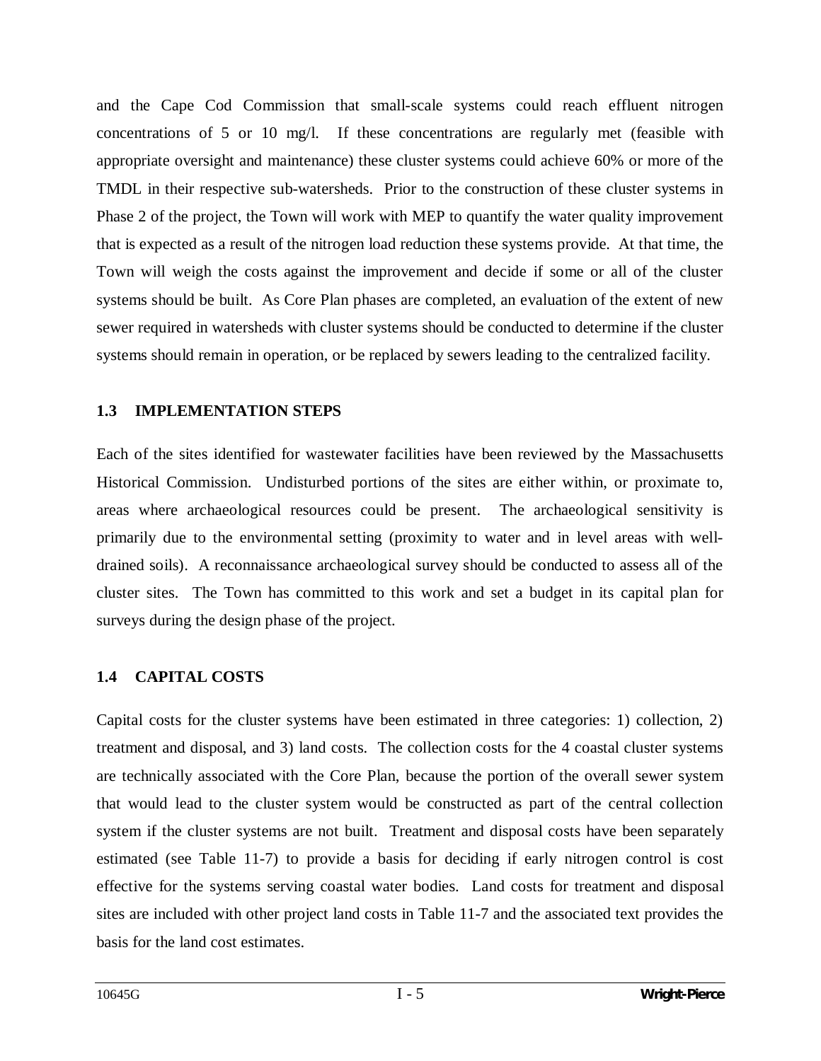and the Cape Cod Commission that small-scale systems could reach effluent nitrogen concentrations of 5 or 10 mg/l. If these concentrations are regularly met (feasible with appropriate oversight and maintenance) these cluster systems could achieve 60% or more of the TMDL in their respective sub-watersheds. Prior to the construction of these cluster systems in Phase 2 of the project, the Town will work with MEP to quantify the water quality improvement that is expected as a result of the nitrogen load reduction these systems provide. At that time, the Town will weigh the costs against the improvement and decide if some or all of the cluster systems should be built. As Core Plan phases are completed, an evaluation of the extent of new sewer required in watersheds with cluster systems should be conducted to determine if the cluster systems should remain in operation, or be replaced by sewers leading to the centralized facility.

## 1.3 IMPLEMENTATION STEPS

Each of the sites identified for wastewater facilities have been reviewed by the Massachusetts Historical Commission. Undisturbed portions of the sites are either within, or proximate to, areas where archaeological resources could be present. The archaeological sensitivity is primarily due to the environmental setting (proximity to water and in level areas with well-drained soils). A reconnaissance archaeological survey should be conducted to assess all of the cluster sites. The Town has committed to this work and set a budget in its capital plan for surveys during the design phase of the project.

## 1.4 CAPITAL COSTS

Capital costs for the cluster systems have been estimated in three categories: 1) collection, 2) treatment and disposal, and 3) land costs. The collection costs for the 4 coastal cluster systems are technically associated with the Core Plan, because the portion of the overall sewer system that would lead to the cluster system would be constructed as part of the central collection system if the cluster systems are not built. Treatment and disposal costs have been separately estimated (see Table 11-7) to provide a basis for deciding if early nitrogen control is cost effective for the systems serving coastal water bodies. Land costs for treatment and disposal sites are included with other project land costs in Table 11-7 and the associated text provides the basis for the land cost estimates.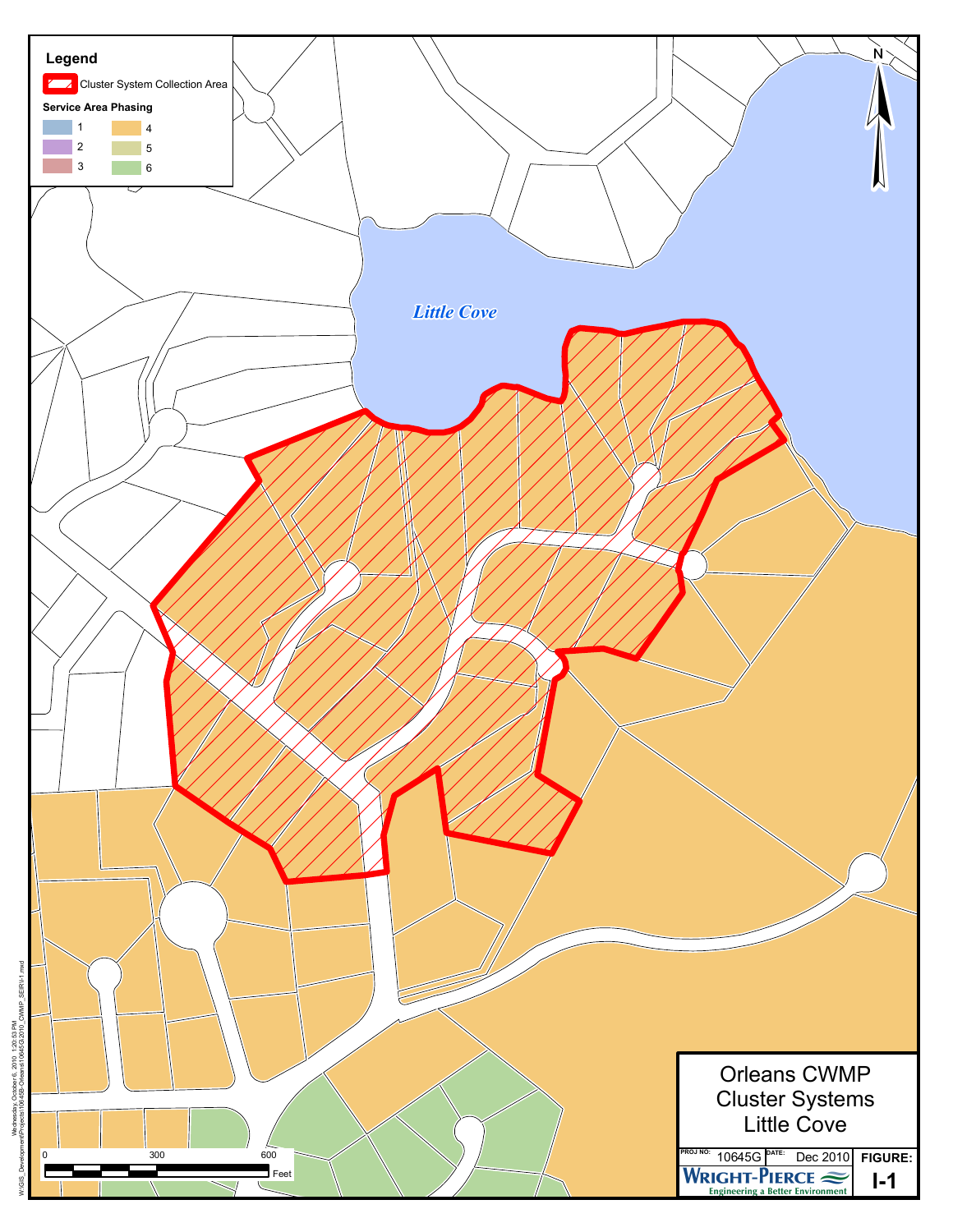## Legend

Cluster System Collection Area

**Service Area Phasing**

| | |
|---|---|
| 1 | 4 |
| 2 | 5 |
| 3 | 6 |

*Little Cove*

N

0 300 600 Feet

Orleans CWMP
Cluster Systems
Little Cove

| PROJ NO: 10645G | DATE: Dec 2010 | FIGURE: |
|---|---|---|
| WRIGHT-PIERCE Engineering a Better Environment | | I-1 |

Wednesday, October 6, 2010 1:20:53 PM
W:\GIS_Development\Projects\10645G-Orleans\10645G 2010_CWMP_SEIR\I-1.mxd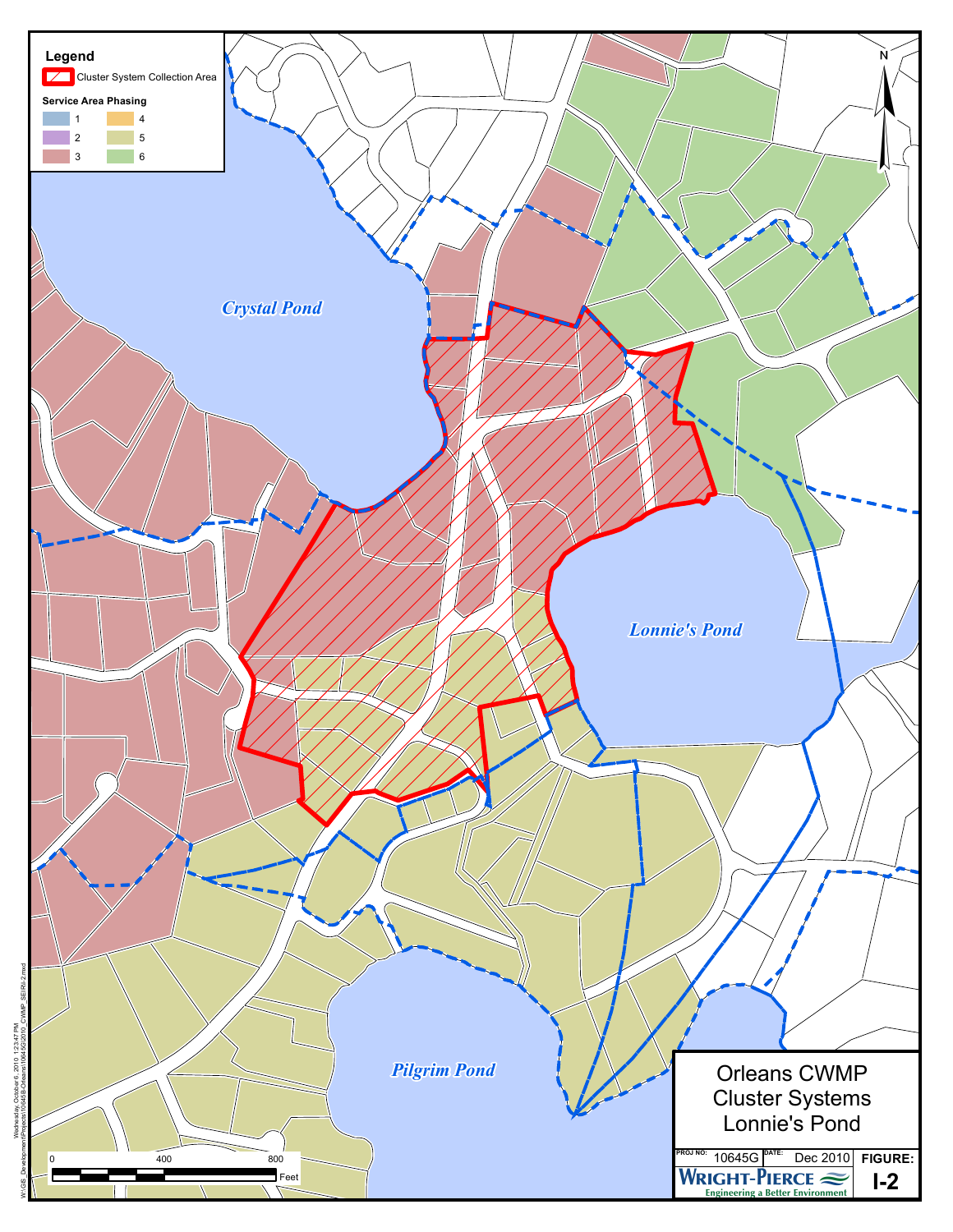**Legend**

Cluster System Collection Area

**Service Area Phasing**

1
2
3
4
5
6

Crystal Pond

Lonnie's Pond

Pilgrim Pond

N

0 400 800 Feet

Orleans CWMP
Cluster Systems
Lonnie's Pond

PROJ NO: 10645G DATE: Dec 2010 FIGURE: I-2

WRIGHT-PIERCE
Engineering a Better Environment

Wednesday, October 6, 2010 1:23:47 PM
W:\GIS\_Development\Projects\10645G-Orleans\10645G\2010_CWMP_SEIR\I-2.mxd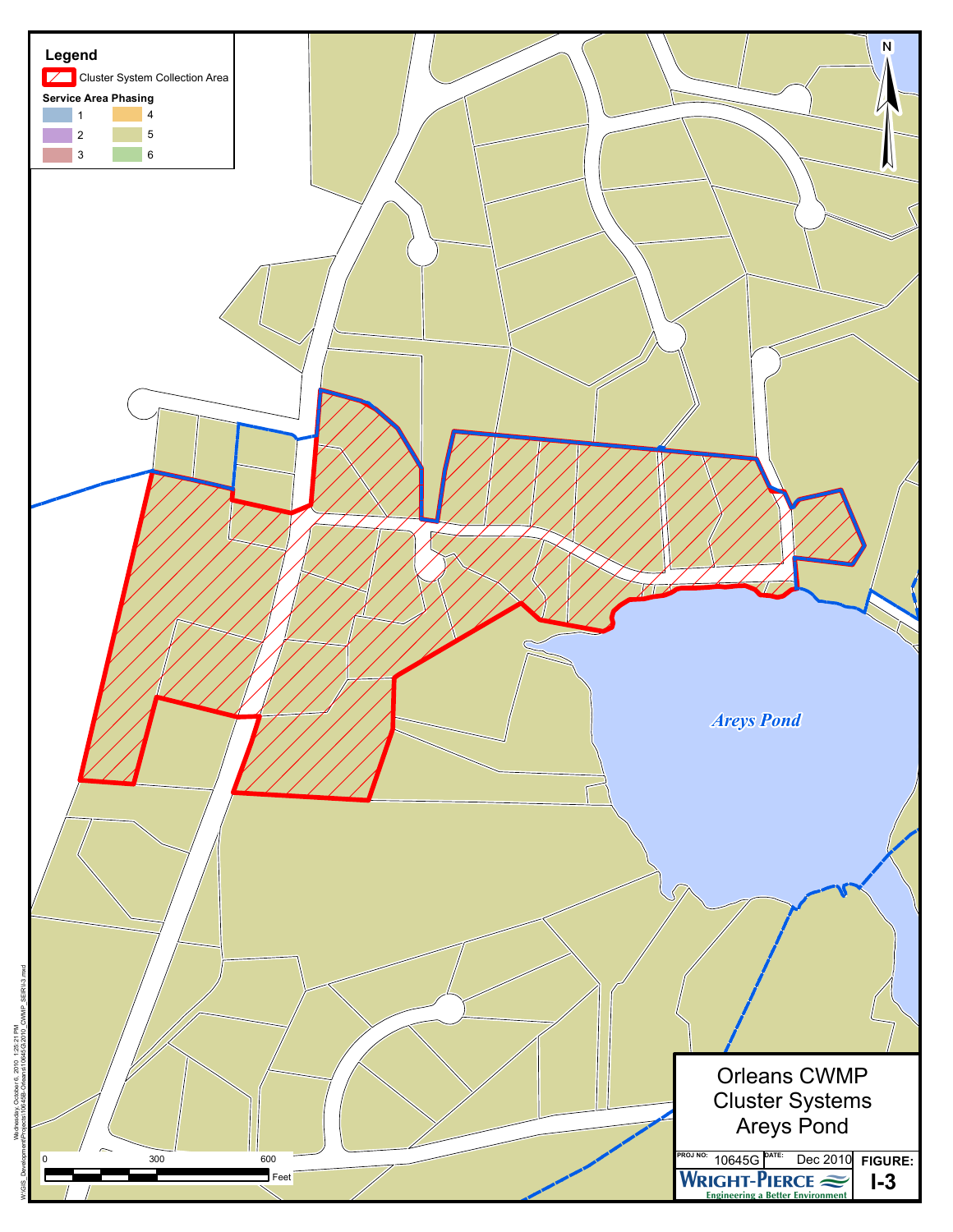**Legend**

Cluster System Collection Area

**Service Area Phasing**

1, 2, 3, 4, 5, 6

N

*Areys Pond*

0 300 600 Feet

Orleans CWMP
Cluster Systems
Areys Pond

PROJ NO: 10645G | DATE: Dec 2010 | FIGURE: I-3

WRIGHT-PIERCE
Engineering a Better Environment

Wednesday, October 6, 2010 1:25:21 PM
W:\GIS_Development\Projects\10645B-Orleans\10645G\2010_CWMP_SEIR\I-3.mxd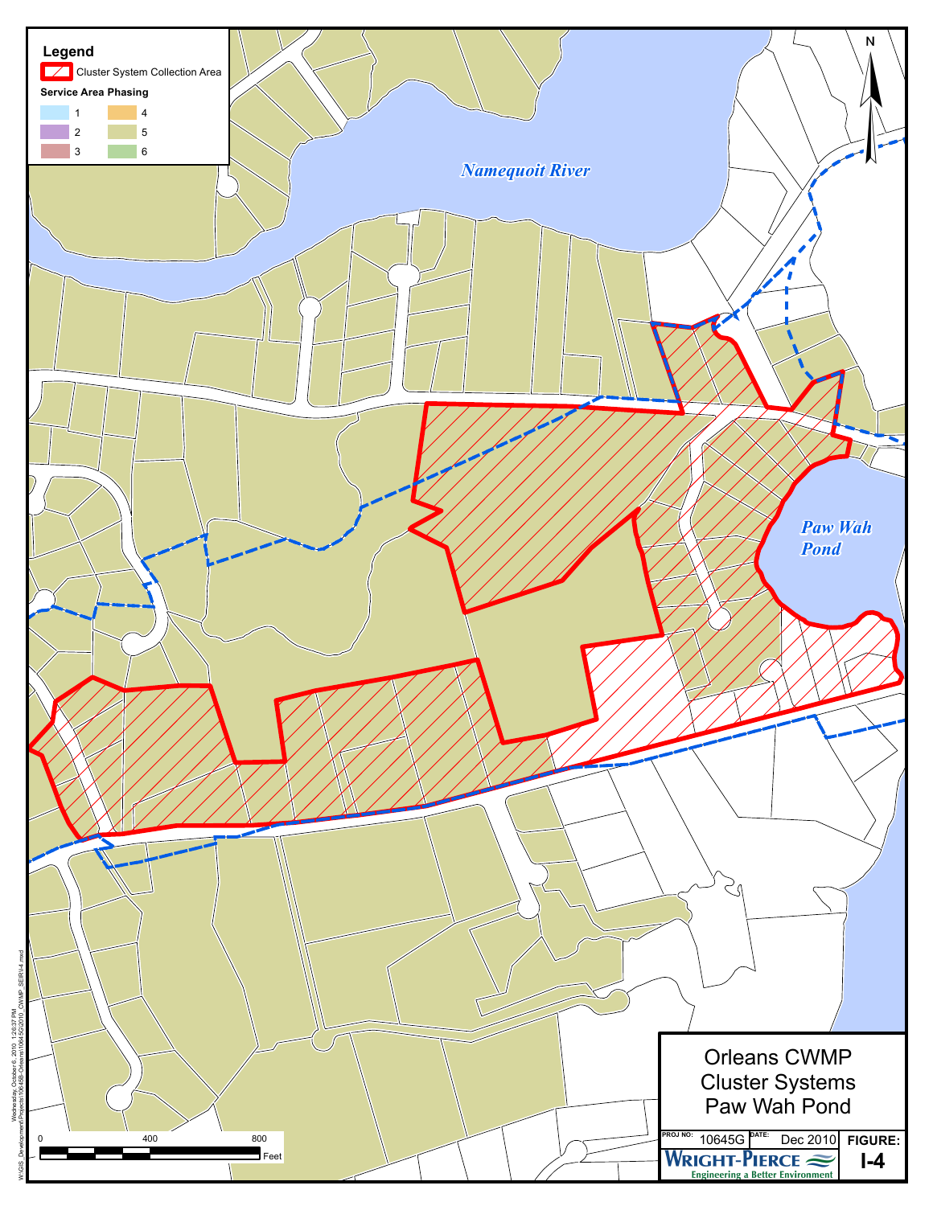**Legend**

Cluster System Collection Area

**Service Area Phasing**

| | |
|---|---|
| 1 | 4 |
| 2 | 5 |
| 3 | 6 |

*Namequoit River*

*Paw Wah Pond*

N

0 400 800 Feet

Orleans CWMP
Cluster Systems
Paw Wah Pond

PROJ NO: 10645G DATE: Dec 2010 FIGURE: I-4

WRIGHT-PIERCE
Engineering a Better Environment

Wednesday, October 6, 2010 1:26:37 PM W:\GIS_Development\Projects\10645B-Orleans\10645G\2010_CWMP_SEIR\I-4.mxd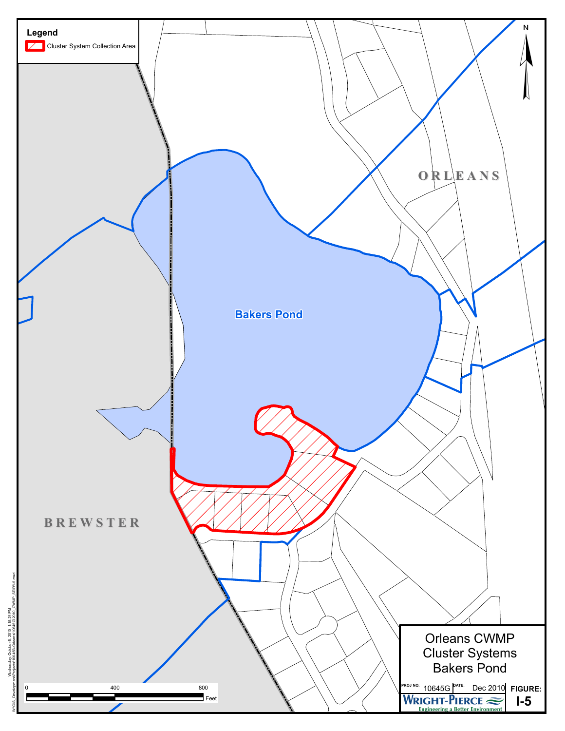Legend

Cluster System Collection Area

N

ORLEANS

Bakers Pond

BREWSTER

0 400 800

Feet

Wednesday, October 6, 2010 1:15:24 PM

W:\GIS_Development\Projects\10645B-Orleans\10645G\2010_CWMP_SEIR\I-5.mxd

Orleans CWMP
Cluster Systems
Bakers Pond

PROJ NO: 10645G

DATE: Dec 2010

FIGURE: I-5

WRIGHT-PIERCE

Engineering a Better Environment